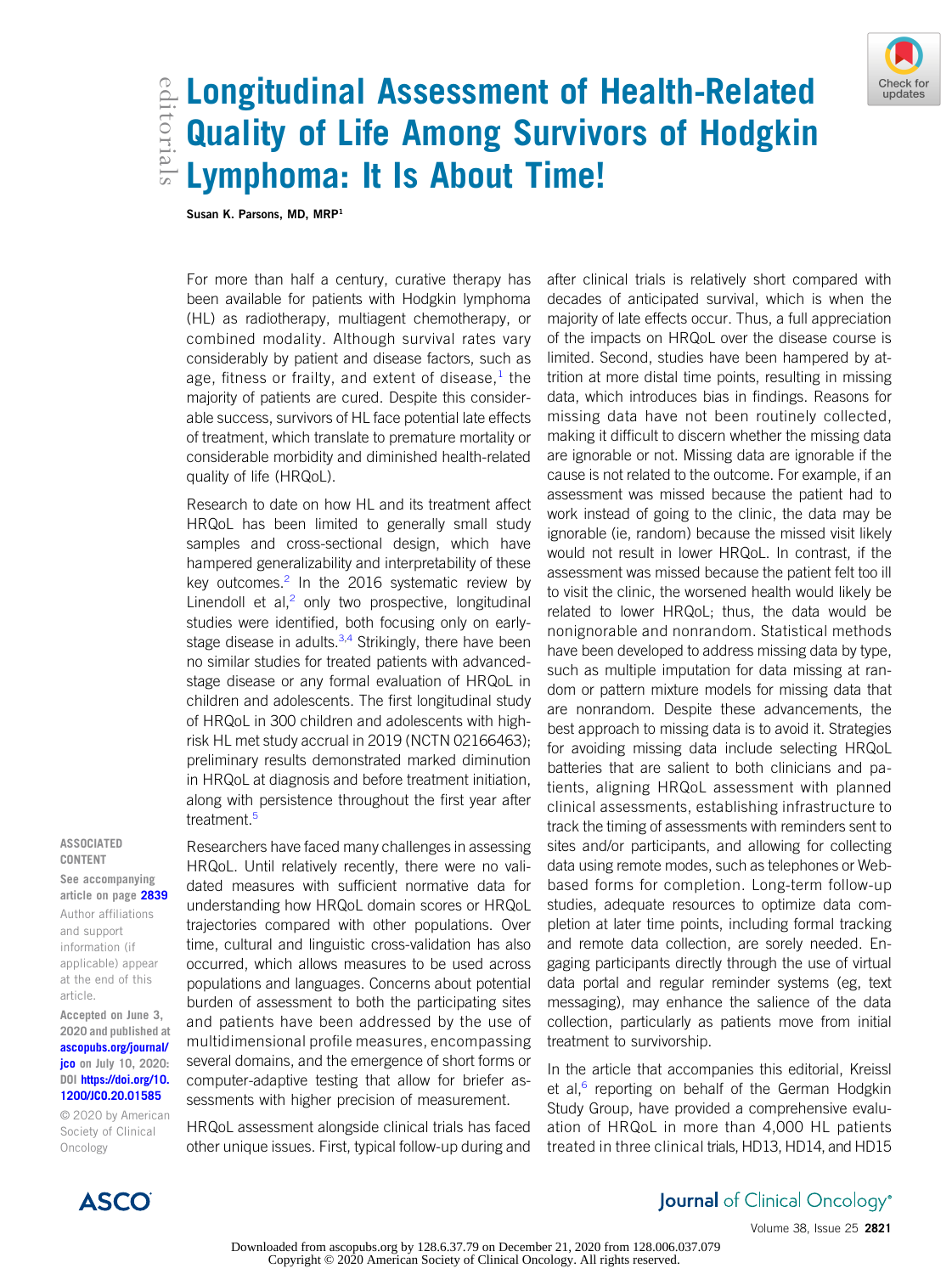# Longitudinal Assessment of Health-Related Quality of Life Among Survivors of Hodgkin Lymphoma: It Is About Time!

**Susan K. Parsons, MD, MRP**[1]

For more than half a century, curative therapy has been available for patients with Hodgkin lymphoma (HL) as radiotherapy, multiagent chemotherapy, or combined modality. Although survival rates vary considerably by patient and disease factors, such as age, fitness or frailty, and extent of disease,[1] the majority of patients are cured. Despite this considerable success, survivors of HL face potential late effects of treatment, which translate to premature mortality or considerable morbidity and diminished health-related quality of life (HRQoL).

Research to date on how HL and its treatment affect HRQoL has been limited to generally small study samples and cross-sectional design, which have hampered generalizability and interpretability of these key outcomes.[2] In the 2016 systematic review by Linendoll et al,[2] only two prospective, longitudinal studies were identified, both focusing only on early-stage disease in adults.[3,4] Strikingly, there have been no similar studies for treated patients with advanced-stage disease or any formal evaluation of HRQoL in children and adolescents. The first longitudinal study of HRQoL in 300 children and adolescents with high-risk HL met study accrual in 2019 (NCTN 02166463); preliminary results demonstrated marked diminution in HRQoL at diagnosis and before treatment initiation, along with persistence throughout the first year after treatment.[5]

Researchers have faced many challenges in assessing HRQoL. Until relatively recently, there were no validated measures with sufficient normative data for understanding how HRQoL domain scores or HRQoL trajectories compared with other populations. Over time, cultural and linguistic cross-validation has also occurred, which allows measures to be used across populations and languages. Concerns about potential burden of assessment to both the participating sites and patients have been addressed by the use of multidimensional profile measures, encompassing several domains, and the emergence of short forms or computer-adaptive testing that allow for briefer assessments with higher precision of measurement.

HRQoL assessment alongside clinical trials has faced other unique issues. First, typical follow-up during and after clinical trials is relatively short compared with decades of anticipated survival, which is when the majority of late effects occur. Thus, a full appreciation of the impacts on HRQoL over the disease course is limited. Second, studies have been hampered by attrition at more distal time points, resulting in missing data, which introduces bias in findings. Reasons for missing data have not been routinely collected, making it difficult to discern whether the missing data are ignorable or not. Missing data are ignorable if the cause is not related to the outcome. For example, if an assessment was missed because the patient had to work instead of going to the clinic, the data may be ignorable (ie, random) because the missed visit likely would not result in lower HRQoL. In contrast, if the assessment was missed because the patient felt too ill to visit the clinic, the worsened health would likely be related to lower HRQoL; thus, the data would be nonignorable and nonrandom. Statistical methods have been developed to address missing data by type, such as multiple imputation for data missing at random or pattern mixture models for missing data that are nonrandom. Despite these advancements, the best approach to missing data is to avoid it. Strategies for avoiding missing data include selecting HRQoL batteries that are salient to both clinicians and patients, aligning HRQoL assessment with planned clinical assessments, establishing infrastructure to track the timing of assessments with reminders sent to sites and/or participants, and allowing for collecting data using remote modes, such as telephones or Web-based forms for completion. Long-term follow-up studies, adequate resources to optimize data completion at later time points, including formal tracking and remote data collection, are sorely needed. Engaging participants directly through the use of virtual data portal and regular reminder systems (eg, text messaging), may enhance the salience of the data collection, particularly as patients move from initial treatment to survivorship.

In the article that accompanies this editorial, Kreissl et al,[6] reporting on behalf of the German Hodgkin Study Group, have provided a comprehensive evaluation of HRQoL in more than 4,000 HL patients treated in three clinical trials, HD13, HD14, and HD15

**ASSOCIATED CONTENT**

**See accompanying article on page 2839**

Author affiliations and support information (if applicable) appear at the end of this article.

Accepted on June 3, 2020 and published at ascopubs.org/journal/jco on July 10, 2020: DOI https://doi.org/10.1200/JCO.20.01585

© 2020 by American Society of Clinical Oncology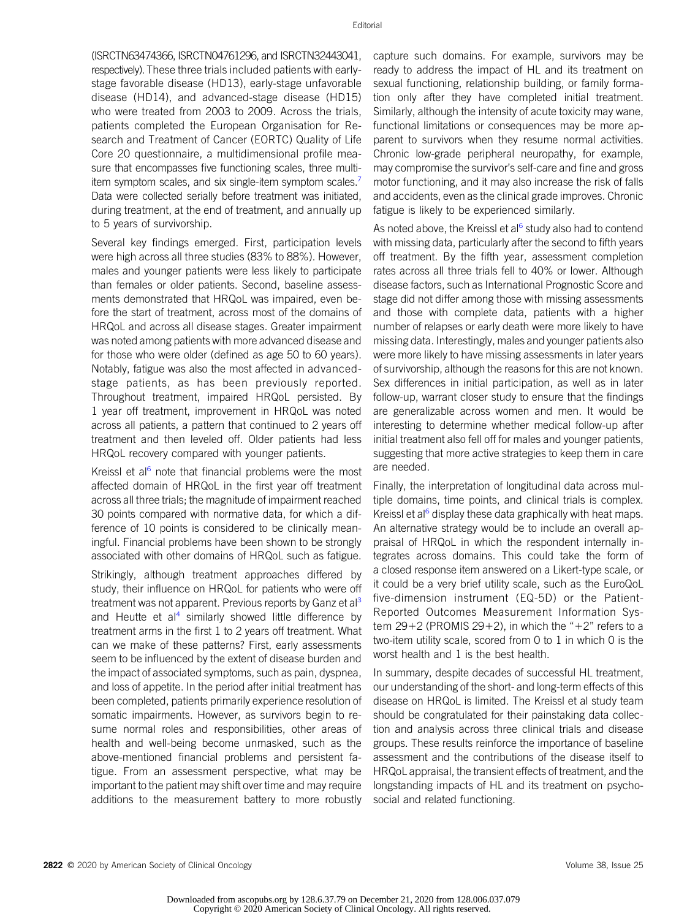(ISRCTN63474366, ISRCTN04761296, and ISRCTN32443041, respectively). These three trials included patients with early-stage favorable disease (HD13), early-stage unfavorable disease (HD14), and advanced-stage disease (HD15) who were treated from 2003 to 2009. Across the trials, patients completed the European Organisation for Research and Treatment of Cancer (EORTC) Quality of Life Core 20 questionnaire, a multidimensional profile measure that encompasses five functioning scales, three multi-item symptom scales, and six single-item symptom scales.[7] Data were collected serially before treatment was initiated, during treatment, at the end of treatment, and annually up to 5 years of survivorship.

Several key findings emerged. First, participation levels were high across all three studies (83% to 88%). However, males and younger patients were less likely to participate than females or older patients. Second, baseline assessments demonstrated that HRQoL was impaired, even before the start of treatment, across most of the domains of HRQoL and across all disease stages. Greater impairment was noted among patients with more advanced disease and for those who were older (defined as age 50 to 60 years). Notably, fatigue was also the most affected in advanced-stage patients, as has been previously reported. Throughout treatment, impaired HRQoL persisted. By 1 year off treatment, improvement in HRQoL was noted across all patients, a pattern that continued to 2 years off treatment and then leveled off. Older patients had less HRQoL recovery compared with younger patients.

Kreissl et al[6] note that financial problems were the most affected domain of HRQoL in the first year off treatment across all three trials; the magnitude of impairment reached 30 points compared with normative data, for which a difference of 10 points is considered to be clinically meaningful. Financial problems have been shown to be strongly associated with other domains of HRQoL such as fatigue.

Strikingly, although treatment approaches differed by study, their influence on HRQoL for patients who were off treatment was not apparent. Previous reports by Ganz et al[3] and Heutte et al[4] similarly showed little difference by treatment arms in the first 1 to 2 years off treatment. What can we make of these patterns? First, early assessments seem to be influenced by the extent of disease burden and the impact of associated symptoms, such as pain, dyspnea, and loss of appetite. In the period after initial treatment has been completed, patients primarily experience resolution of somatic impairments. However, as survivors begin to resume normal roles and responsibilities, other areas of health and well-being become unmasked, such as the above-mentioned financial problems and persistent fatigue. From an assessment perspective, what may be important to the patient may shift over time and may require additions to the measurement battery to more robustly capture such domains. For example, survivors may be ready to address the impact of HL and its treatment on sexual functioning, relationship building, or family formation only after they have completed initial treatment. Similarly, although the intensity of acute toxicity may wane, functional limitations or consequences may be more apparent to survivors when they resume normal activities. Chronic low-grade peripheral neuropathy, for example, may compromise the survivor's self-care and fine and gross motor functioning, and it may also increase the risk of falls and accidents, even as the clinical grade improves. Chronic fatigue is likely to be experienced similarly.

As noted above, the Kreissl et al[6] study also had to contend with missing data, particularly after the second to fifth years off treatment. By the fifth year, assessment completion rates across all three trials fell to 40% or lower. Although disease factors, such as International Prognostic Score and stage did not differ among those with missing assessments and those with complete data, patients with a higher number of relapses or early death were more likely to have missing data. Interestingly, males and younger patients also were more likely to have missing assessments in later years of survivorship, although the reasons for this are not known. Sex differences in initial participation, as well as in later follow-up, warrant closer study to ensure that the findings are generalizable across women and men. It would be interesting to determine whether medical follow-up after initial treatment also fell off for males and younger patients, suggesting that more active strategies to keep them in care are needed.

Finally, the interpretation of longitudinal data across multiple domains, time points, and clinical trials is complex. Kreissl et al[6] display these data graphically with heat maps. An alternative strategy would be to include an overall appraisal of HRQoL in which the respondent internally integrates across domains. This could take the form of a closed response item answered on a Likert-type scale, or it could be a very brief utility scale, such as the EuroQoL five-dimension instrument (EQ-5D) or the Patient-Reported Outcomes Measurement Information System 29+2 (PROMIS 29+2), in which the "+2" refers to a two-item utility scale, scored from 0 to 1 in which 0 is the worst health and 1 is the best health.

In summary, despite decades of successful HL treatment, our understanding of the short- and long-term effects of this disease on HRQoL is limited. The Kreissl et al study team should be congratulated for their painstaking data collection and analysis across three clinical trials and disease groups. These results reinforce the importance of baseline assessment and the contributions of the disease itself to HRQoL appraisal, the transient effects of treatment, and the longstanding impacts of HL and its treatment on psychosocial and related functioning.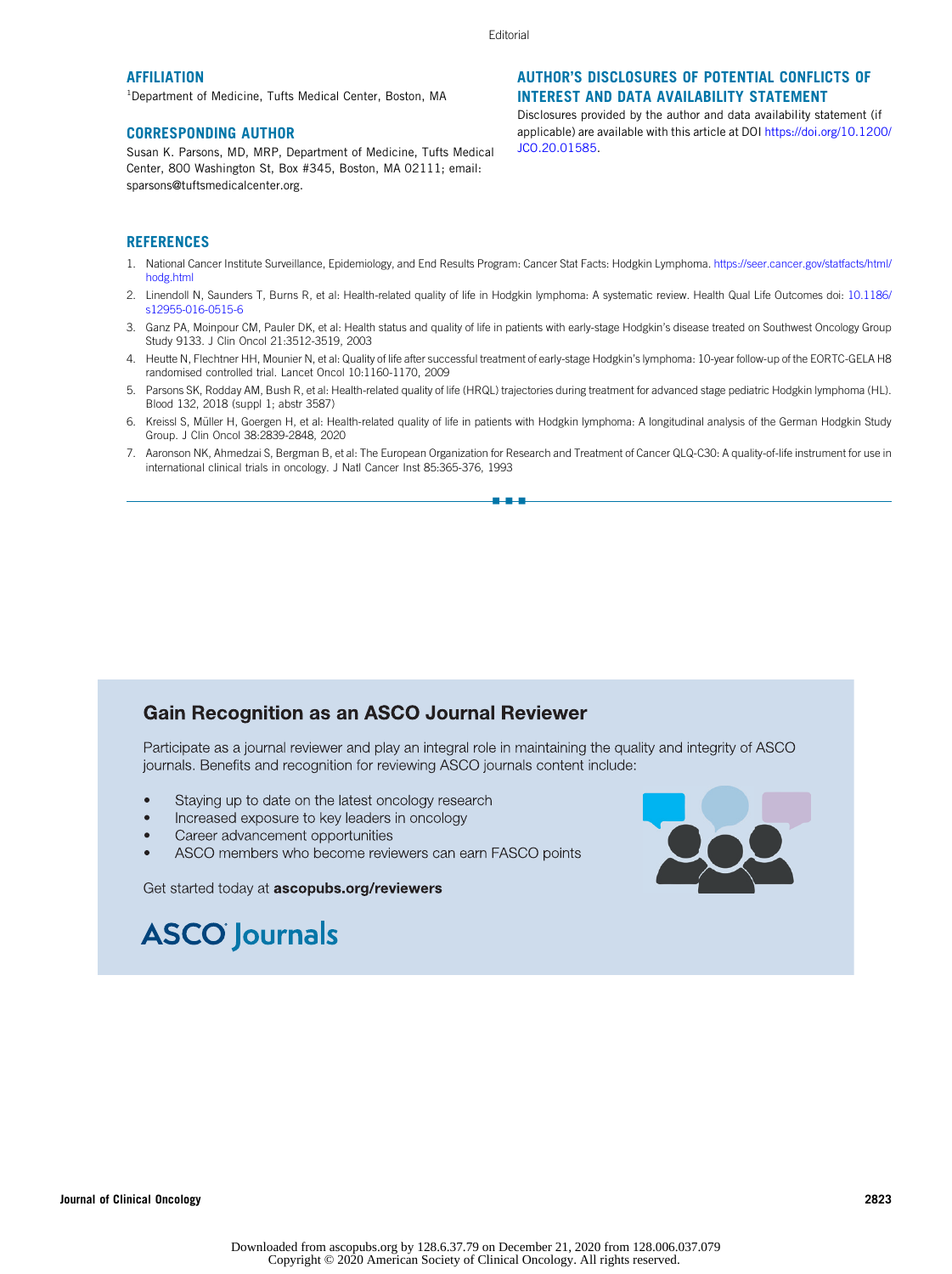## AFFILIATION

[1]Department of Medicine, Tufts Medical Center, Boston, MA

## CORRESPONDING AUTHOR

Susan K. Parsons, MD, MRP, Department of Medicine, Tufts Medical Center, 800 Washington St, Box #345, Boston, MA 02111; email: sparsons@tuftsmedicalcenter.org.

## AUTHOR'S DISCLOSURES OF POTENTIAL CONFLICTS OF INTEREST AND DATA AVAILABILITY STATEMENT

Disclosures provided by the author and data availability statement (if applicable) are available with this article at DOI https://doi.org/10.1200/JCO.20.01585.

## REFERENCES

1. National Cancer Institute Surveillance, Epidemiology, and End Results Program: Cancer Stat Facts: Hodgkin Lymphoma. https://seer.cancer.gov/statfacts/html/hodg.html
2. Linendoll N, Saunders T, Burns R, et al: Health-related quality of life in Hodgkin lymphoma: A systematic review. Health Qual Life Outcomes doi: 10.1186/s12955-016-0515-6
3. Ganz PA, Moinpour CM, Pauler DK, et al: Health status and quality of life in patients with early-stage Hodgkin's disease treated on Southwest Oncology Group Study 9133. J Clin Oncol 21:3512-3519, 2003
4. Heutte N, Flechtner HH, Mounier N, et al: Quality of life after successful treatment of early-stage Hodgkin's lymphoma: 10-year follow-up of the EORTC-GELA H8 randomised controlled trial. Lancet Oncol 10:1160-1170, 2009
5. Parsons SK, Rodday AM, Bush R, et al: Health-related quality of life (HRQL) trajectories during treatment for advanced stage pediatric Hodgkin lymphoma (HL). Blood 132, 2018 (suppl 1; abstr 3587)
6. Kreissl S, Müller H, Goergen H, et al: Health-related quality of life in patients with Hodgkin lymphoma: A longitudinal analysis of the German Hodgkin Study Group. J Clin Oncol 38:2839-2848, 2020
7. Aaronson NK, Ahmedzai S, Bergman B, et al: The European Organization for Research and Treatment of Cancer QLQ-C30: A quality-of-life instrument for use in international clinical trials in oncology. J Natl Cancer Inst 85:365-376, 1993

---

## Gain Recognition as an ASCO Journal Reviewer

Participate as a journal reviewer and play an integral role in maintaining the quality and integrity of ASCO journals. Benefits and recognition for reviewing ASCO journals content include:

- Staying up to date on the latest oncology research
- Increased exposure to key leaders in oncology
- Career advancement opportunities
- ASCO members who become reviewers can earn FASCO points

Get started today at **ascopubs.org/reviewers**

ASCO Journals

Downloaded from ascopubs.org by 128.6.37.79 on December 21, 2020 from 128.006.037.079
Copyright © 2020 American Society of Clinical Oncology. All rights reserved.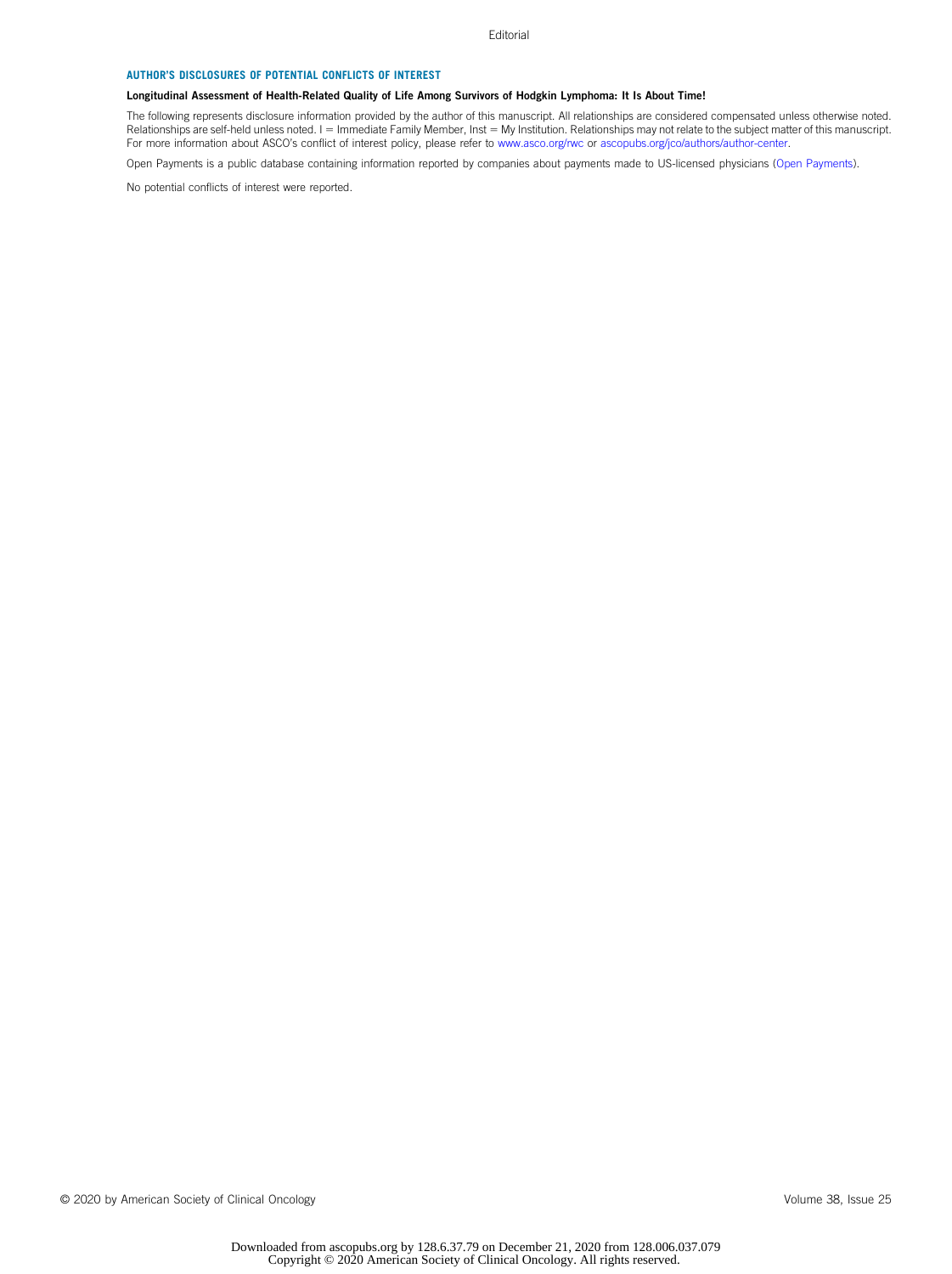## AUTHOR'S DISCLOSURES OF POTENTIAL CONFLICTS OF INTEREST

**Longitudinal Assessment of Health-Related Quality of Life Among Survivors of Hodgkin Lymphoma: It Is About Time!**

The following represents disclosure information provided by the author of this manuscript. All relationships are considered compensated unless otherwise noted. Relationships are self-held unless noted. I = Immediate Family Member, Inst = My Institution. Relationships may not relate to the subject matter of this manuscript. For more information about ASCO's conflict of interest policy, please refer to www.asco.org/rwc or ascopubs.org/jco/authors/author-center.

Open Payments is a public database containing information reported by companies about payments made to US-licensed physicians (Open Payments).

No potential conflicts of interest were reported.